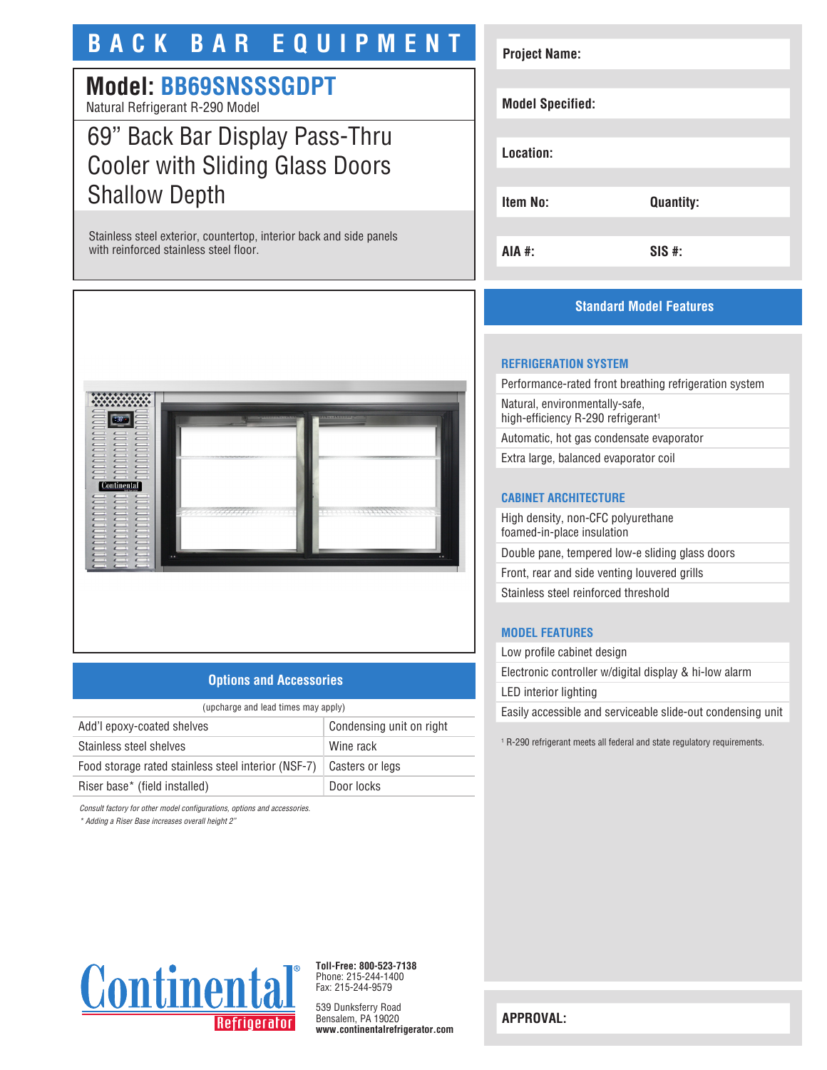# BACK BAR EQUIPMENT

## Model: BB69SNSSSGDPT

Natural Refrigerant R-290 Model

## 69” Back Bar Display Pass-Thru Cooler with Sliding Glass Doors Shallow Depth

Stainless steel exterior, countertop, interior back and side panels with reinforced stainless steel floor.

| | |
|---|---|
| **Project Name:** | |
| **Model Specified:** | |
| **Location:** | |
| **Item No:** | **Quantity:** |
| **AIA #:** | **SIS #:** |

## Options and Accessories

(upcharge and lead times may apply)

| | |
|---|---|
| Add’l epoxy-coated shelves | Condensing unit on right |
| Stainless steel shelves | Wine rack |
| Food storage rated stainless steel interior (NSF-7) | Casters or legs |
| Riser base* (field installed) | Door locks |

*Consult factory for other model configurations, options and accessories.*

*\* Adding a Riser Base increases overall height 2”*

## Standard Model Features

### REFRIGERATION SYSTEM

- Performance-rated front breathing refrigeration system
- Natural, environmentally-safe, high-efficiency R-290 refrigerant[1]
- Automatic, hot gas condensate evaporator
- Extra large, balanced evaporator coil

### CABINET ARCHITECTURE

- High density, non-CFC polyurethane foamed-in-place insulation
- Double pane, tempered low-e sliding glass doors
- Front, rear and side venting louvered grills
- Stainless steel reinforced threshold

### MODEL FEATURES

- Low profile cabinet design
- Electronic controller w/digital display & hi-low alarm
- LED interior lighting
- Easily accessible and serviceable slide-out condensing unit

[1] R-290 refrigerant meets all federal and state regulatory requirements.

**APPROVAL:**

Continental Refrigerator

**Toll-Free: 800-523-7138**
Phone: 215-244-1400
Fax: 215-244-9579

539 Dunksferry Road
Bensalem, PA 19020
**www.continentalrefrigerator.com**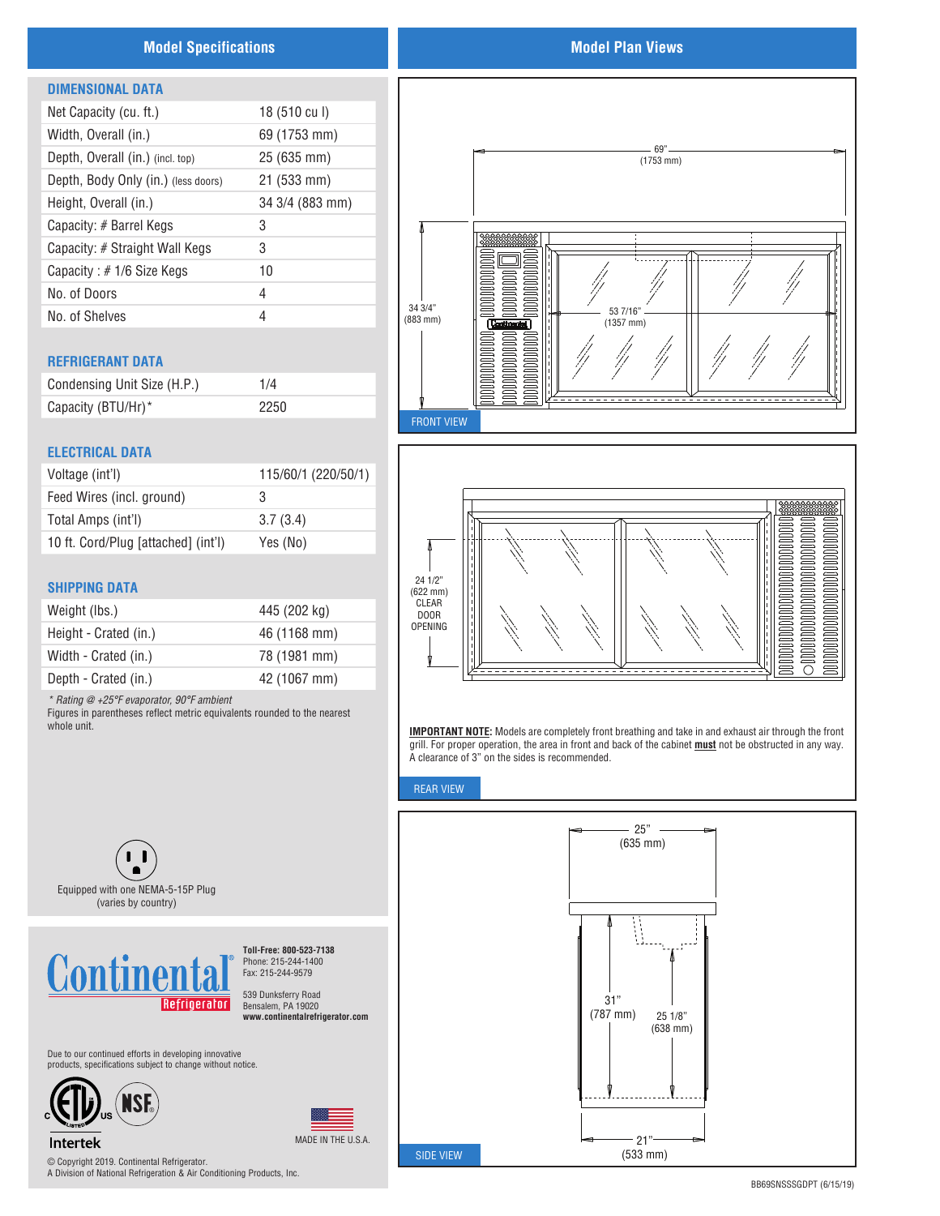## Model Specifications

### DIMENSIONAL DATA

| | |
|---|---|
| Net Capacity (cu. ft.) | 18 (510 cu l) |
| Width, Overall (in.) | 69 (1753 mm) |
| Depth, Overall (in.) (incl. top) | 25 (635 mm) |
| Depth, Body Only (in.) (less doors) | 21 (533 mm) |
| Height, Overall (in.) | 34 3/4 (883 mm) |
| Capacity: # Barrel Kegs | 3 |
| Capacity: # Straight Wall Kegs | 3 |
| Capacity : # 1/6 Size Kegs | 10 |
| No. of Doors | 4 |
| No. of Shelves | 4 |

### REFRIGERANT DATA

| | |
|---|---|
| Condensing Unit Size (H.P.) | 1/4 |
| Capacity (BTU/Hr)* | 2250 |

### ELECTRICAL DATA

| | |
|---|---|
| Voltage (int'l) | 115/60/1 (220/50/1) |
| Feed Wires (incl. ground) | 3 |
| Total Amps (int'l) | 3.7 (3.4) |
| 10 ft. Cord/Plug [attached] (int'l) | Yes (No) |

### SHIPPING DATA

| | |
|---|---|
| Weight (lbs.) | 445 (202 kg) |
| Height - Crated (in.) | 46 (1168 mm) |
| Width - Crated (in.) | 78 (1981 mm) |
| Depth - Crated (in.) | 42 (1067 mm) |

*\* Rating @ +25°F evaporator, 90°F ambient*

Figures in parentheses reflect metric equivalents rounded to the nearest whole unit.

Equipped with one NEMA-5-15P Plug (varies by country)

**Continental Refrigerator**

**Toll-Free: 800-523-7138**
Phone: 215-244-1400
Fax: 215-244-9579

539 Dunksferry Road
Bensalem, PA 19020
**www.continentalrefrigerator.com**

Due to our continued efforts in developing innovative products, specifications subject to change without notice.

Intertek

MADE IN THE U.S.A.

© Copyright 2019. Continental Refrigerator.
A Division of National Refrigeration & Air Conditioning Products, Inc.

## Model Plan Views

FRONT VIEW

69" (1753 mm)
34 3/4" (883 mm)
53 7/16" (1357 mm)

REAR VIEW

24 1/2" (622 mm) CLEAR DOOR OPENING

**IMPORTANT NOTE:** Models are completely front breathing and take in and exhaust air through the front grill. For proper operation, the area in front and back of the cabinet **must** not be obstructed in any way. A clearance of 3" on the sides is recommended.

SIDE VIEW

25" (635 mm)
31" (787 mm)
25 1/8" (638 mm)
21" (533 mm)

BB69SNSSSGDPT (6/15/19)